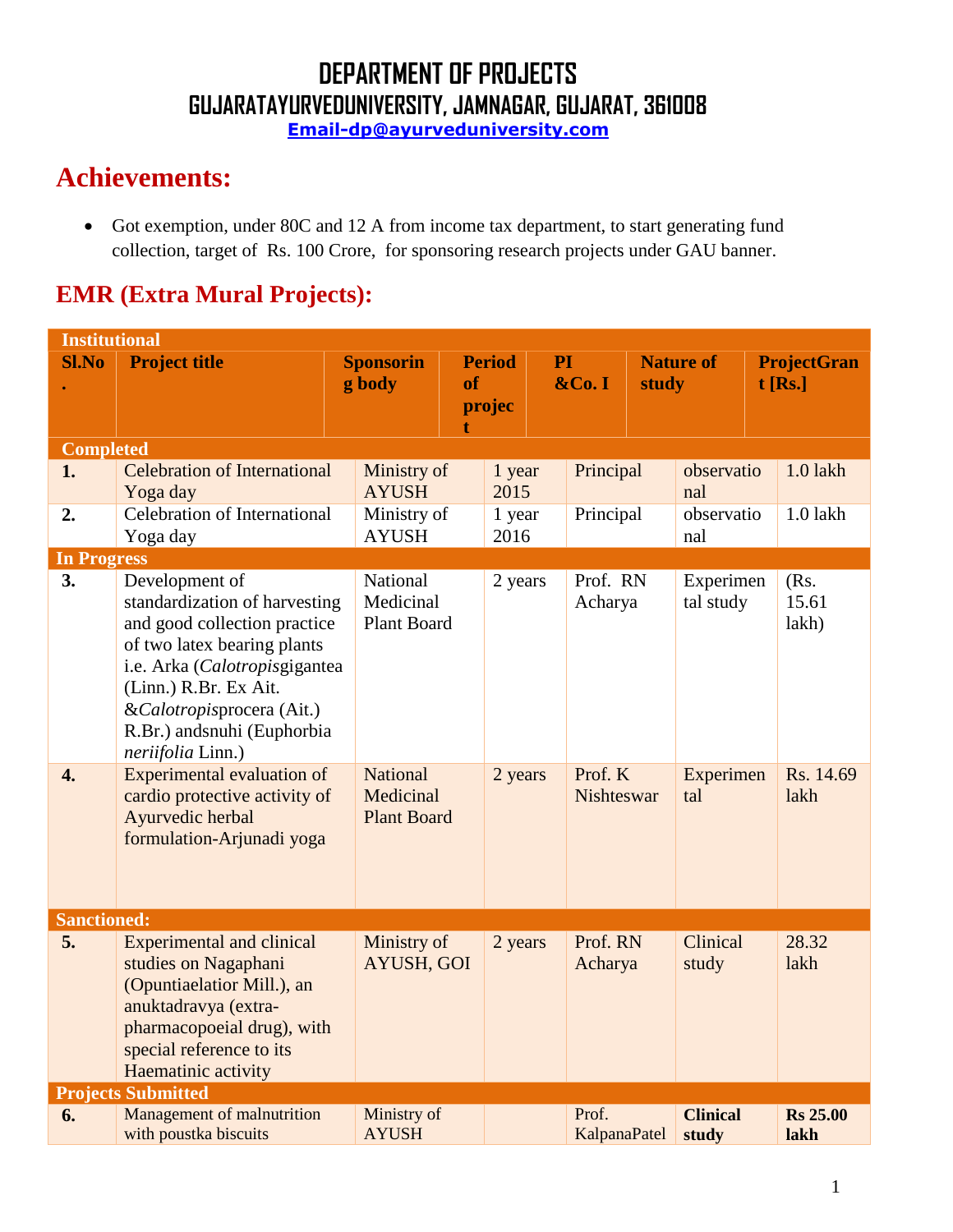# DEPARTMENT OF PROJECTS

## GUJARATAYURVEDUNIVERSITY, JAMNAGAR, GUJARAT, 361008

**Email-dp@ayurveduniversity.com**

## Achievements:

- Got exemption, under 80C and 12 A from income tax department, to start generating fund collection, target of Rs. 100 Crore, for sponsoring research projects under GAU banner.

## EMR (Extra Mural Projects):

| Sl.No. | Project title | Sponsoring body | Period of project | PI &Co. I | Nature of study | ProjectGrant [Rs.] |
|---|---|---|---|---|---|---|
| **Institutional** | | | | | | |
| **Completed** | | | | | | |
| **1.** | Celebration of International Yoga day | Ministry of AYUSH | 1 year 2015 | Principal | observational | 1.0 lakh |
| **2.** | Celebration of International Yoga day | Ministry of AYUSH | 1 year 2016 | Principal | observational | 1.0 lakh |
| **In Progress** | | | | | | |
| **3.** | Development of standardization of harvesting and good collection practice of two latex bearing plants i.e. Arka (*Calotropis*gigantea (Linn.) R.Br. Ex Ait. &*Calotropis*procera (Ait.) R.Br.) andsnuhi (Euphorbia *neriifolia* Linn.) | National Medicinal Plant Board | 2 years | Prof. RN Acharya | Experimental study | (Rs. 15.61 lakh) |
| **4.** | Experimental evaluation of cardio protective activity of Ayurvedic herbal formulation-Arjunadi yoga | National Medicinal Plant Board | 2 years | Prof. K Nishteswar | Experimental | Rs. 14.69 lakh |
| **Sanctioned:** | | | | | | |
| **5.** | Experimental and clinical studies on Nagaphani (Opuntiaelatior Mill.), an anuktadravya (extra-pharmacopoeial drug), with special reference to its Haematinic activity | Ministry of AYUSH, GOI | 2 years | Prof. RN Acharya | Clinical study | 28.32 lakh |
| **Projects Submitted** | | | | | | |
| **6.** | Management of malnutrition with poustka biscuits | Ministry of AYUSH | | Prof. KalpanaPatel | **Clinical study** | **Rs 25.00 lakh** |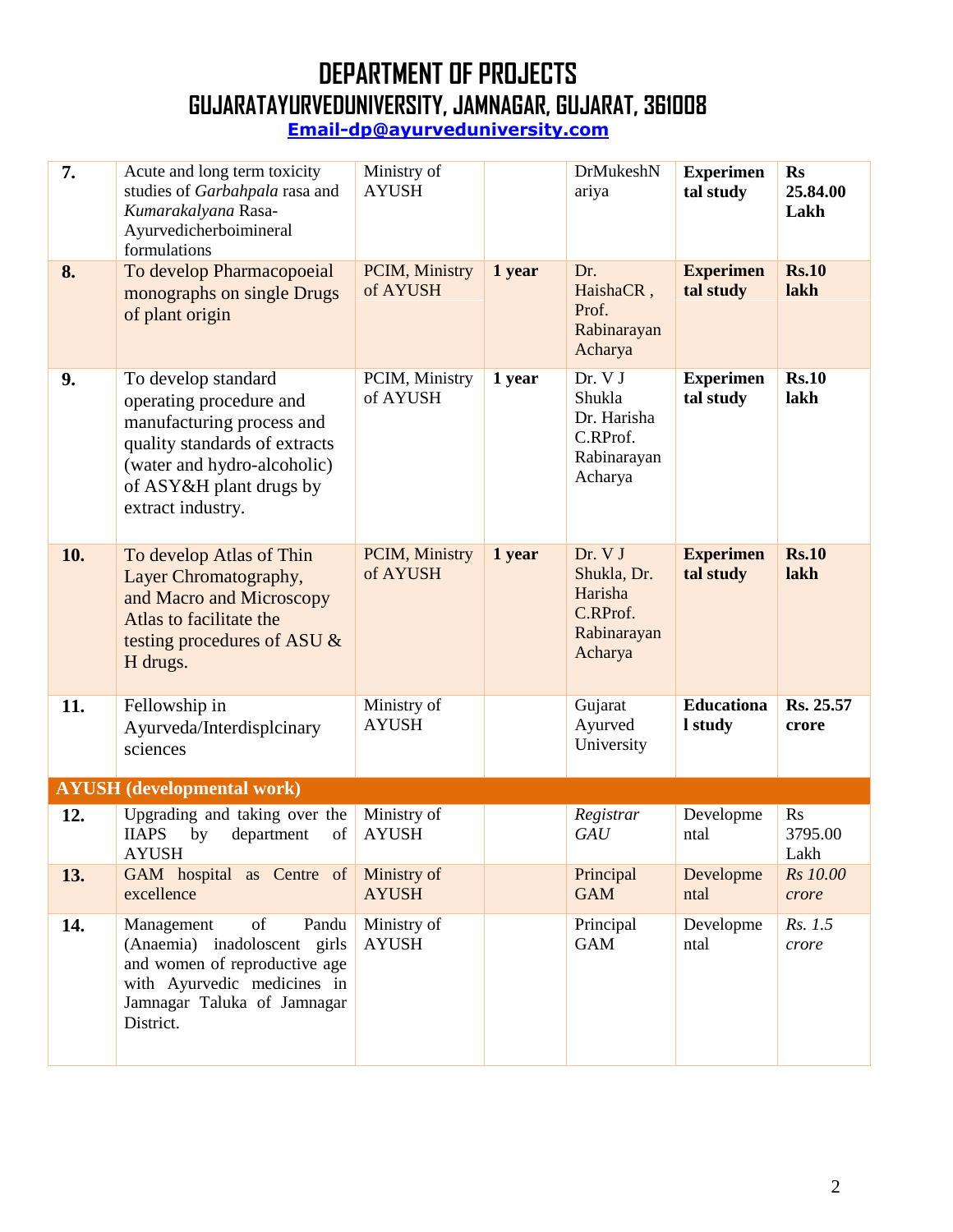# DEPARTMENT OF PROJECTS

## GUJARATAYURVEDUNIVERSITY, JAMNAGAR, GUJARAT, 361008

**Email-dp@ayurveduniversity.com**

| | | | | | | |
|---|---|---|---|---|---|---|
| **7.** | Acute and long term toxicity studies of *Garbahpala* rasa and *Kumarakalyana* Rasa- Ayurvedicherboimineral formulations | Ministry of AYUSH | | DrMukeshNariya | **Experimental study** | **Rs 25.84.00 Lakh** |
| **8.** | To develop Pharmacopoeial monographs on single Drugs of plant origin | PCIM, Ministry of AYUSH | **1 year** | Dr. HaishaCR , Prof. Rabinarayan Acharya | **Experimental study** | **Rs.10 lakh** |
| **9.** | To develop standard operating procedure and manufacturing process and quality standards of extracts (water and hydro-alcoholic) of ASY&H plant drugs by extract industry. | PCIM, Ministry of AYUSH | **1 year** | Dr. V J Shukla Dr. Harisha C.RProf. Rabinarayan Acharya | **Experimental study** | **Rs.10 lakh** |
| **10.** | To develop Atlas of Thin Layer Chromatography, and Macro and Microscopy Atlas to facilitate the testing procedures of ASU & H drugs. | PCIM, Ministry of AYUSH | **1 year** | Dr. V J Shukla, Dr. Harisha C.RProf. Rabinarayan Acharya | **Experimental study** | **Rs.10 lakh** |
| **11.** | Fellowship in Ayurveda/Interdisplcinary sciences | Ministry of AYUSH | | Gujarat Ayurved University | **Educational study** | **Rs. 25.57 crore** |
| **AYUSH (developmental work)** | | | | | | |
| **12.** | Upgrading and taking over the IIAPS by department of AYUSH | Ministry of AYUSH | | *Registrar GAU* | Developmental | Rs 3795.00 Lakh |
| **13.** | GAM hospital as Centre of excellence | Ministry of AYUSH | | Principal GAM | Developmental | *Rs 10.00 crore* |
| **14.** | Management of Pandu (Anaemia) inadoloscent girls and women of reproductive age with Ayurvedic medicines in Jamnagar Taluka of Jamnagar District. | Ministry of AYUSH | | Principal GAM | Developmental | *Rs. 1.5 crore* |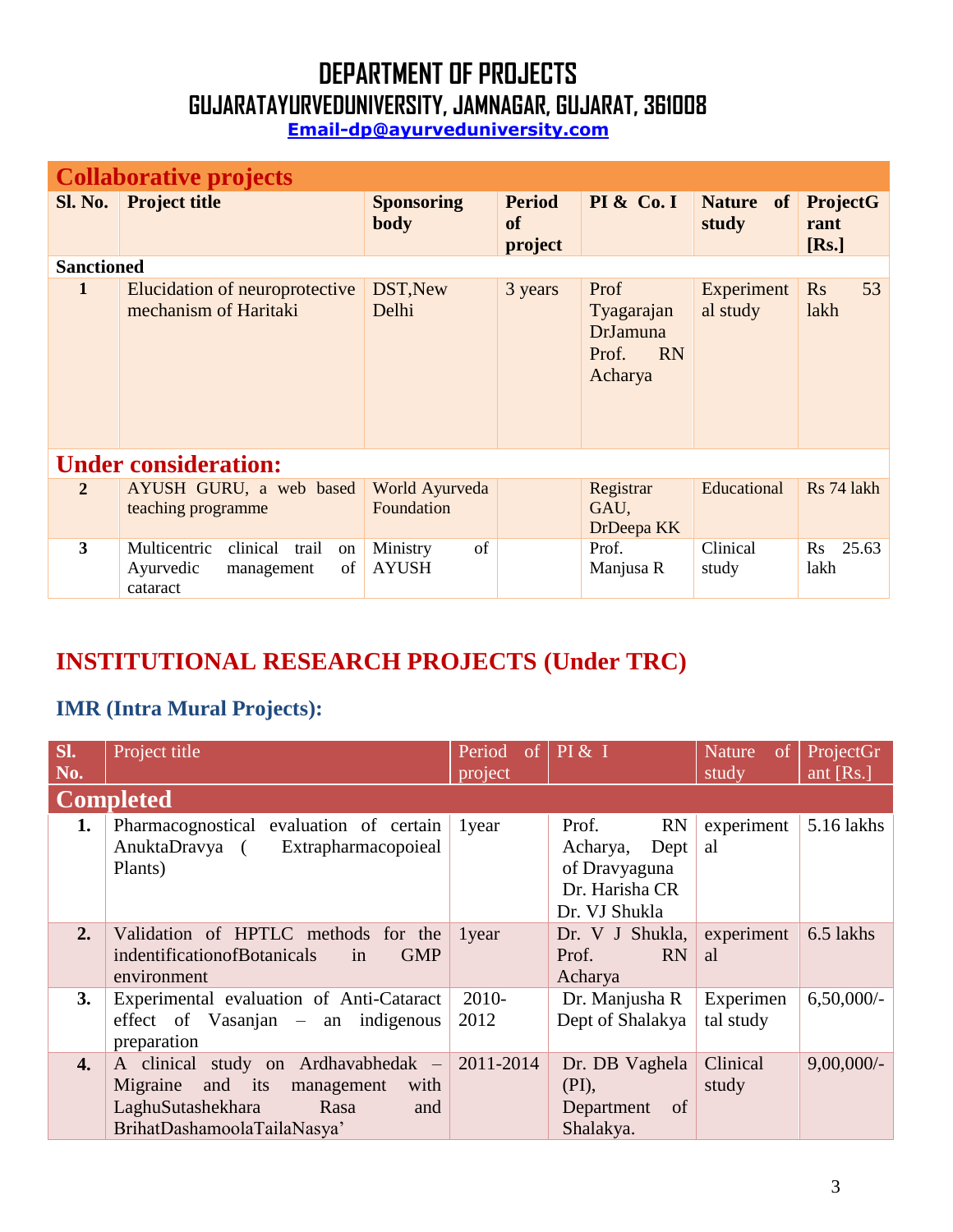# DEPARTMENT OF PROJECTS
## GUJARATAYURVEDUNIVERSITY, JAMNAGAR, GUJARAT, 361008
**Email-dp@ayurveduniversity.com**

| Collaborative projects | | | | | | |
|---|---|---|---|---|---|---|
| **Sl. No.** | **Project title** | **Sponsoring body** | **Period of project** | **PI & Co. I** | **Nature of study** | **ProjectGrant [Rs.]** |
| **Sanctioned** | | | | | | |
| **1** | Elucidation of neuroprotective mechanism of Haritaki | DST,New Delhi | 3 years | Prof Tyagarajan DrJamuna Prof. RN Acharya | Experimental study | Rs 53 lakh |
| **Under consideration:** | | | | | | |
| **2** | AYUSH GURU, a web based teaching programme | World Ayurveda Foundation | | Registrar GAU, DrDeepa KK | Educational | Rs 74 lakh |
| **3** | Multicentric clinical trail on Ayurvedic management of cataract | Ministry of AYUSH | | Prof. Manjusa R | Clinical study | Rs 25.63 lakh |

## INSTITUTIONAL RESEARCH PROJECTS (Under TRC)

### IMR (Intra Mural Projects):

| Sl. No. | Project title | Period of project | PI & I | Nature of study | ProjectGrant [Rs.] |
|---|---|---|---|---|---|
| **Completed** | | | | | |
| **1.** | Pharmacognostical evaluation of certain AnuktaDravya ( Extrapharmacopoieal Plants) | 1year | Prof. RN Acharya, Dept of Dravyaguna Dr. Harisha CR Dr. VJ Shukla | experimental | 5.16 lakhs |
| **2.** | Validation of HPTLC methods for the indentificationofBotanicals in GMP environment | 1year | Dr. V J Shukla, Prof. RN Acharya | experimental | 6.5 lakhs |
| **3.** | Experimental evaluation of Anti-Cataract effect of Vasanjan – an indigenous preparation | 2010-2012 | Dr. Manjusha R Dept of Shalakya | Experimental study | 6,50,000/- |
| **4.** | A clinical study on Ardhavabhedak – Migraine and its management with LaghuSutashekhara Rasa and BrihatDashamoolaTailaNasya' | 2011-2014 | Dr. DB Vaghela (PI), Department of Shalakya. | Clinical study | 9,00,000/- |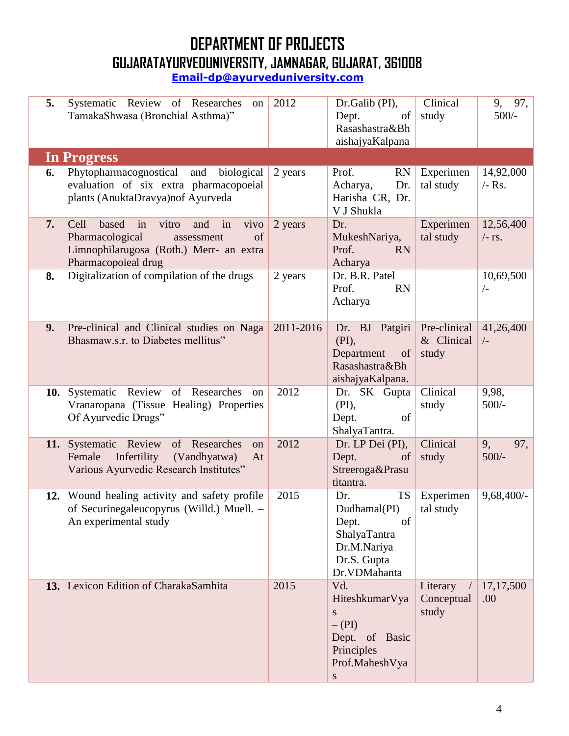# DEPARTMENT OF PROJECTS
## GUJARATAYURVEDUNIVERSITY, JAMNAGAR, GUJARAT, 361008
**Email-dp@ayurveduniversity.com**

| | | | | | |
|---|---|---|---|---|---|
| **5.** | Systematic Review of Researches on TamakaShwasa (Bronchial Asthma)” | 2012 | Dr.Galib (PI), Dept. of Rasashastra&BhaishajyaKalpana | Clinical study | 9, 97, 500/- |
| **In Progress** | | | | | |
| **6.** | Phytopharmacognostical and biological evaluation of six extra pharmacopoeial plants (AnuktaDravya)nof Ayurveda | 2 years | Prof. RN Acharya, Dr. Harisha CR, Dr. V J Shukla | Experimental study | 14,92,000 /- Rs. |
| **7.** | Cell based in vitro and in vivo Pharmacological assessment of Limnophilarugosa (Roth.) Merr- an extra Pharmacopoieal drug | 2 years | Dr. MukeshNariya, Prof. RN Acharya | Experimental study | 12,56,400 /- rs. |
| **8.** | Digitalization of compilation of the drugs | 2 years | Dr. B.R. Patel Prof. RN Acharya | | 10,69,500 /- |
| **9.** | Pre-clinical and Clinical studies on Naga Bhasmaw.s.r. to Diabetes mellitus” | 2011-2016 | Dr. BJ Patgiri (PI), Department of Rasashastra&BhaishajyaKalpana. | Pre-clinical & Clinical study | 41,26,400 /- |
| **10.** | Systematic Review of Researches on Vranaropana (Tissue Healing) Properties Of Ayurvedic Drugs” | 2012 | Dr. SK Gupta (PI), Dept. of ShalyaTantra. | Clinical study | 9,98, 500/- |
| **11.** | Systematic Review of Researches on Female Infertility (Vandhyatwa) At Various Ayurvedic Research Institutes” | 2012 | Dr. LP Dei (PI), Dept. of Streeroga&Prasutitantra. | Clinical study | 9, 97, 500/- |
| **12.** | Wound healing activity and safety profile of Securinegaleucopyrus (Willd.) Muell. – An experimental study | 2015 | Dr. TS Dudhamal(PI) Dept. of ShalyaTantra Dr.M.Nariya Dr.S. Gupta Dr.VDMahanta | Experimental study | 9,68,400/- |
| **13.** | Lexicon Edition of CharakaSamhita | 2015 | Vd. HiteshkumarVyas – (PI) Dept. of Basic Principles Prof.MaheshVyas | Literary / Conceptual study | 17,17,500 .00 |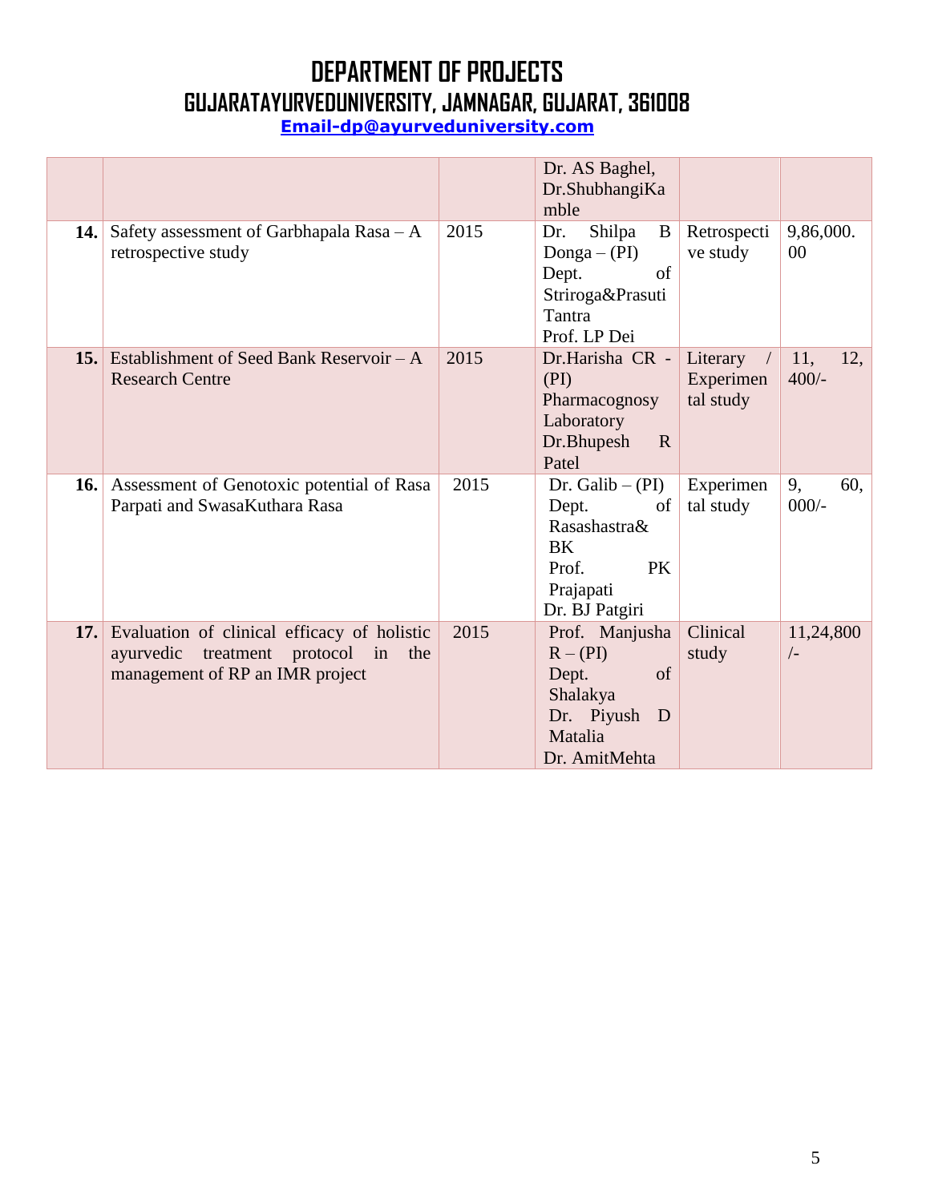# DEPARTMENT OF PROJECTS
## GUJARATAYURVEDUNIVERSITY, JAMNAGAR, GUJARAT, 361008
**Email-dp@ayurveduniversity.com**

| | | | | | |
|---|---|---|---|---|---|
| | | | Dr. AS Baghel, Dr.ShubhangiKamble | | |
| **14.** | Safety assessment of Garbhapala Rasa – A retrospective study | 2015 | Dr. Shilpa B Donga – (PI) Dept. of Striroga&Prasuti Tantra Prof. LP Dei | Retrospective study | 9,86,000.00 |
| **15.** | Establishment of Seed Bank Reservoir – A Research Centre | 2015 | Dr.Harisha CR - (PI) Pharmacognosy Laboratory Dr.Bhupesh R Patel | Literary / Experimental study | 11, 12, 400/- |
| **16.** | Assessment of Genotoxic potential of Rasa Parpati and SwasaKuthara Rasa | 2015 | Dr. Galib – (PI) Dept. of Rasashastra& BK Prof. PK Prajapati Dr. BJ Patgiri | Experimental study | 9, 60, 000/- |
| **17.** | Evaluation of clinical efficacy of holistic ayurvedic treatment protocol in the management of RP an IMR project | 2015 | Prof. Manjusha R – (PI) Dept. of Shalakya Dr. Piyush D Matalia Dr. AmitMehta | Clinical study | 11,24,800/- |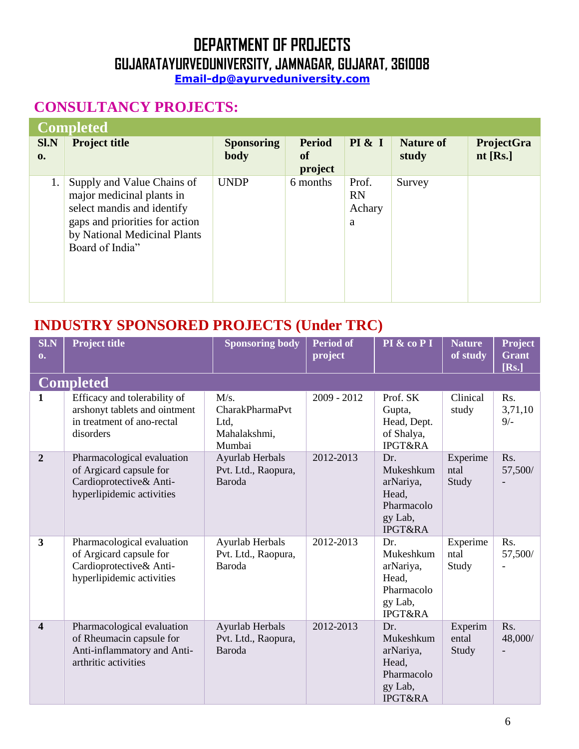# DEPARTMENT OF PROJECTS

## GUJARATAYURVEDUNIVERSITY, JAMNAGAR, GUJARAT, 361008

**Email-dp@ayurveduniversity.com**

## CONSULTANCY PROJECTS:

| Completed | | | | | | |
|---|---|---|---|---|---|---|
| **Sl.No.** | **Project title** | **Sponsoring body** | **Period of project** | **PI & I** | **Nature of study** | **ProjectGrant [Rs.]** |
| 1. | Supply and Value Chains of major medicinal plants in select mandis and identify gaps and priorities for action by National Medicinal Plants Board of India" | UNDP | 6 months | Prof. RN Acharya | Survey | |

## INDUSTRY SPONSORED PROJECTS (Under TRC)

| Sl.No. | Project title | Sponsoring body | Period of project | PI & co P I | Nature of study | Project Grant [Rs.] |
|---|---|---|---|---|---|---|
| **Completed** | | | | | | |
| **1** | Efficacy and tolerability of arshonyt tablets and ointment in treatment of ano-rectal disorders | M/s. CharakPharmaPvt Ltd, Mahalakshmi, Mumbai | 2009 - 2012 | Prof. SK Gupta, Head, Dept. of Shalya, IPGT&RA | Clinical study | Rs. 3,71,109/- |
| **2** | Pharmacological evaluation of Argicard capsule for Cardioprotective& Anti-hyperlipidemic activities | Ayurlab Herbals Pvt. Ltd., Raopura, Baroda | 2012-2013 | Dr. MukeshkumarNariya, Head, Pharmacology Lab, IPGT&RA | Experimental Study | Rs. 57,500/- |
| **3** | Pharmacological evaluation of Argicard capsule for Cardioprotective& Anti-hyperlipidemic activities | Ayurlab Herbals Pvt. Ltd., Raopura, Baroda | 2012-2013 | Dr. MukeshkumarNariya, Head, Pharmacology Lab, IPGT&RA | Experimental Study | Rs. 57,500/- |
| **4** | Pharmacological evaluation of Rheumacin capsule for Anti-inflammatory and Anti-arthritic activities | Ayurlab Herbals Pvt. Ltd., Raopura, Baroda | 2012-2013 | Dr. MukeshkumarNariya, Head, Pharmacology Lab, IPGT&RA | Experimental Study | Rs. 48,000/- |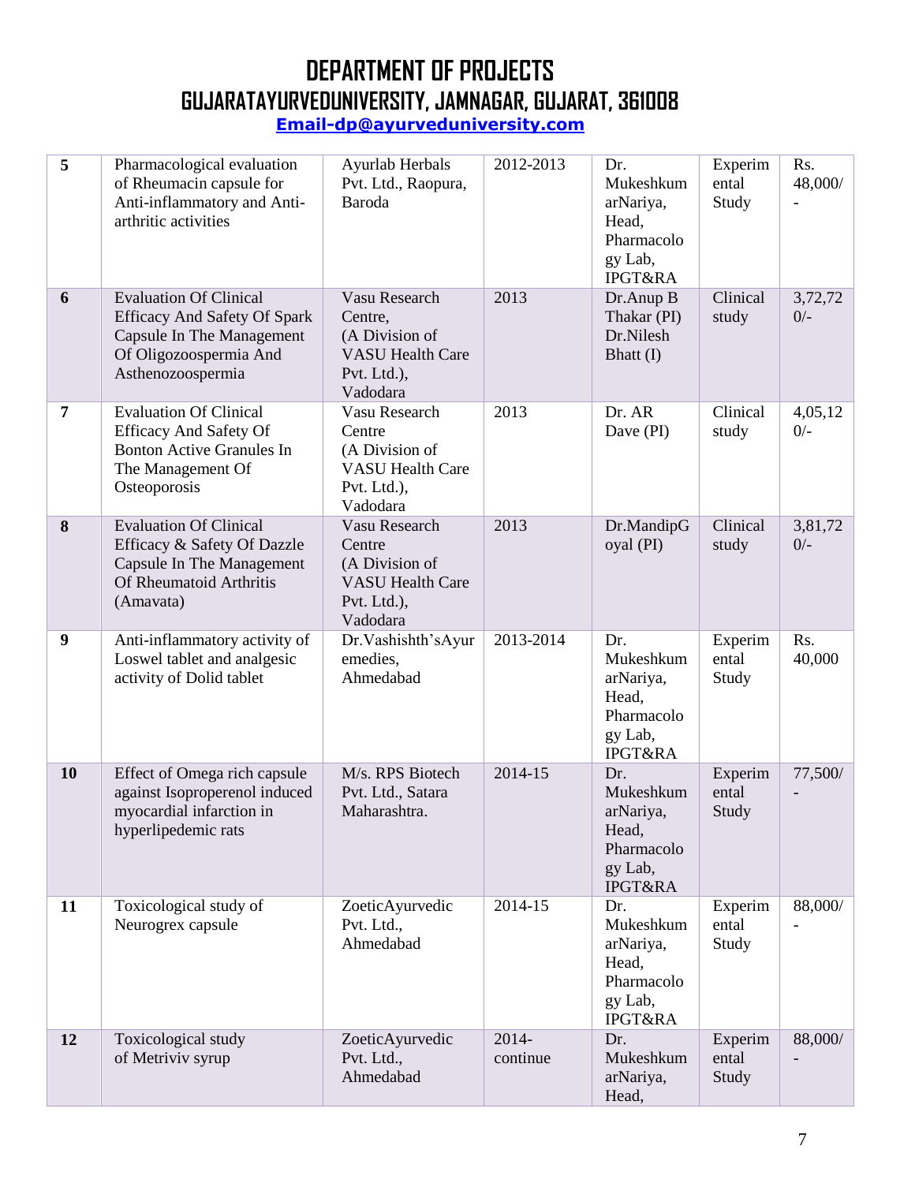# DEPARTMENT OF PROJECTS
## GUJARATAYURVEDUNIVERSITY, JAMNAGAR, GUJARAT, 361008
**Email-dp@ayurveduniversity.com**

| | | | | | | |
|---|---|---|---|---|---|---|
| **5** | Pharmacological evaluation of Rheumacin capsule for Anti-inflammatory and Anti-arthritic activities | Ayurlab Herbals Pvt. Ltd., Raopura, Baroda | 2012-2013 | Dr. MukeshkumarNariya, Head, Pharmacology Lab, IPGT&RA | Experimental Study | Rs. 48,000/- |
| **6** | Evaluation Of Clinical Efficacy And Safety Of Spark Capsule In The Management Of Oligozoospermia And Asthenozoospermia | Vasu Research Centre, (A Division of VASU Health Care Pvt. Ltd.), Vadodara | 2013 | Dr.Anup B Thakar (PI) Dr.Nilesh Bhatt (I) | Clinical study | 3,72,720/- |
| **7** | Evaluation Of Clinical Efficacy And Safety Of Bonton Active Granules In The Management Of Osteoporosis | Vasu Research Centre (A Division of VASU Health Care Pvt. Ltd.), Vadodara | 2013 | Dr. AR Dave (PI) | Clinical study | 4,05,120/- |
| **8** | Evaluation Of Clinical Efficacy & Safety Of Dazzle Capsule In The Management Of Rheumatoid Arthritis (Amavata) | Vasu Research Centre (A Division of VASU Health Care Pvt. Ltd.), Vadodara | 2013 | Dr.MandipGoyal (PI) | Clinical study | 3,81,720/- |
| **9** | Anti-inflammatory activity of Loswel tablet and analgesic activity of Dolid tablet | Dr.Vashishth'sAyurremedies, Ahmedabad | 2013-2014 | Dr. MukeshkumarNariya, Head, Pharmacology Lab, IPGT&RA | Experimental Study | Rs. 40,000 |
| **10** | Effect of Omega rich capsule against Isoproperenol induced myocardial infarction in hyperlipedemic rats | M/s. RPS Biotech Pvt. Ltd., Satara Maharashtra. | 2014-15 | Dr. MukeshkumarNariya, Head, Pharmacology Lab, IPGT&RA | Experimental Study | 77,500/- |
| **11** | Toxicological study of Neurogrex capsule | ZoeticAyurvedic Pvt. Ltd., Ahmedabad | 2014-15 | Dr. MukeshkumarNariya, Head, Pharmacology Lab, IPGT&RA | Experimental Study | 88,000/- |
| **12** | Toxicological study of Metriviv syrup | ZoeticAyurvedic Pvt. Ltd., Ahmedabad | 2014-continue | Dr. MukeshkumarNariya, Head, | Experimental Study | 88,000/- |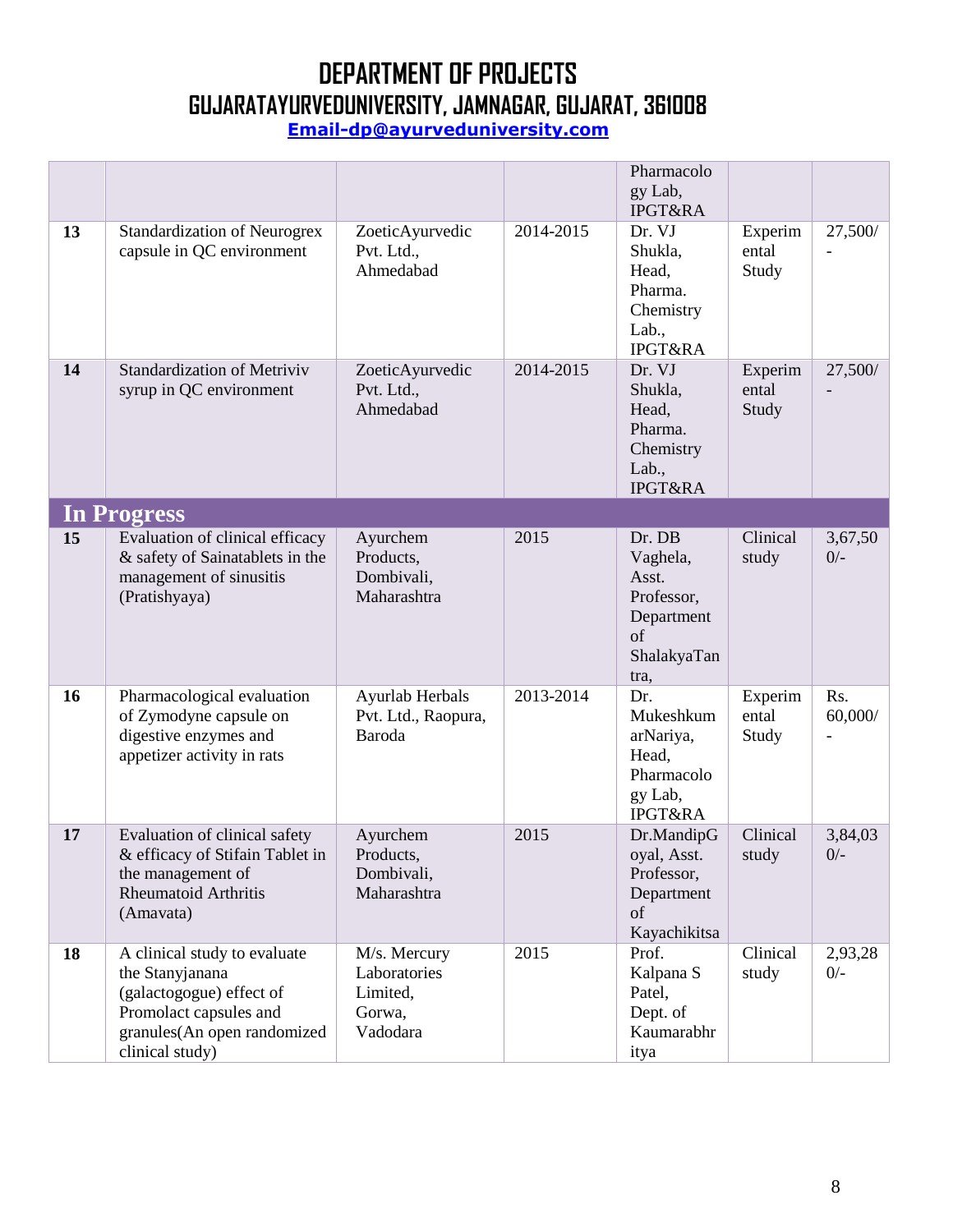# DEPARTMENT OF PROJECTS
## GUJARATAYURVEDUNIVERSITY, JAMNAGAR, GUJARAT, 361008
**Email-dp@ayurveduniversity.com**

| | | | | | | |
|---|---|---|---|---|---|---|
| | | | | Pharmacology Lab, IPGT&RA | | |
| **13** | Standardization of Neurogrex capsule in QC environment | ZoeticAyurvedic Pvt. Ltd., Ahmedabad | 2014-2015 | Dr. VJ Shukla, Head, Pharma. Chemistry Lab., IPGT&RA | Experimental Study | 27,500/- |
| **14** | Standardization of Metriviv syrup in QC environment | ZoeticAyurvedic Pvt. Ltd., Ahmedabad | 2014-2015 | Dr. VJ Shukla, Head, Pharma. Chemistry Lab., IPGT&RA | Experimental Study | 27,500/- |
| **In Progress** | | | | | | |
| **15** | Evaluation of clinical efficacy & safety of Sainatablets in the management of sinusitis (Pratishyaya) | Ayurchem Products, Dombivali, Maharashtra | 2015 | Dr. DB Vaghela, Asst. Professor, Department of ShalakyaTantra, | Clinical study | 3,67,500/- |
| **16** | Pharmacological evaluation of Zymodyne capsule on digestive enzymes and appetizer activity in rats | Ayurlab Herbals Pvt. Ltd., Raopura, Baroda | 2013-2014 | Dr. MukeshkumarNariya, Head, Pharmacology Lab, IPGT&RA | Experimental Study | Rs. 60,000/- |
| **17** | Evaluation of clinical safety & efficacy of Stifain Tablet in the management of Rheumatoid Arthritis (Amavata) | Ayurchem Products, Dombivali, Maharashtra | 2015 | Dr.MandipGoyal, Asst. Professor, Department of Kayachikitsa | Clinical study | 3,84,030/- |
| **18** | A clinical study to evaluate the Stanyjanana (galactogogue) effect of Promolact capsules and granules(An open randomized clinical study) | M/s. Mercury Laboratories Limited, Gorwa, Vadodara | 2015 | Prof. Kalpana S Patel, Dept. of Kaumarabhritya | Clinical study | 2,93,280/- |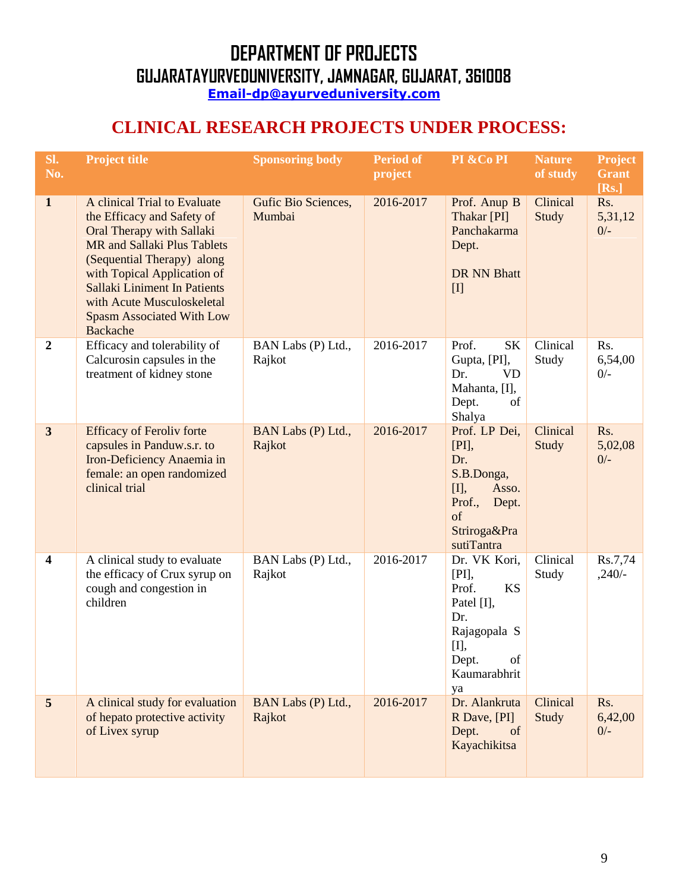# DEPARTMENT OF PROJECTS

## GUJARATAYURVEDUNIVERSITY, JAMNAGAR, GUJARAT, 361008

**Email-dp@ayurveduniversity.com**

## CLINICAL RESEARCH PROJECTS UNDER PROCESS:

| Sl. No. | Project title | Sponsoring body | Period of project | PI &Co PI | Nature of study | Project Grant [Rs.] |
|---|---|---|---|---|---|---|
| 1 | A clinical Trial to Evaluate the Efficacy and Safety of Oral Therapy with Sallaki MR and Sallaki Plus Tablets (Sequential Therapy) along with Topical Application of Sallaki Liniment In Patients with Acute Musculoskeletal Spasm Associated With Low Backache | Gufic Bio Sciences, Mumbai | 2016-2017 | Prof. Anup B Thakar [PI] Panchakarma Dept. DR NN Bhatt [I] | Clinical Study | Rs. 5,31,120/- |
| 2 | Efficacy and tolerability of Calcurosin capsules in the treatment of kidney stone | BAN Labs (P) Ltd., Rajkot | 2016-2017 | Prof. SK Gupta, [PI], Dr. VD Mahanta, [I], Dept. of Shalya | Clinical Study | Rs. 6,54,000/- |
| 3 | Efficacy of Feroliv forte capsules in Panduw.s.r. to Iron-Deficiency Anaemia in female: an open randomized clinical trial | BAN Labs (P) Ltd., Rajkot | 2016-2017 | Prof. LP Dei, [PI], Dr. S.B.Donga, [I], Asso. Prof., Dept. of Striroga&PrasutiTantra | Clinical Study | Rs. 5,02,080/- |
| 4 | A clinical study to evaluate the efficacy of Crux syrup on cough and congestion in children | BAN Labs (P) Ltd., Rajkot | 2016-2017 | Dr. VK Kori, [PI], Prof. KS Patel [I], Dr. Rajagopala S [I], Dept. of Kaumarabhritya | Clinical Study | Rs.7,74,240/- |
| 5 | A clinical study for evaluation of hepato protective activity of Livex syrup | BAN Labs (P) Ltd., Rajkot | 2016-2017 | Dr. Alankruta R Dave, [PI] Dept. of Kayachikitsa | Clinical Study | Rs. 6,42,000/- |